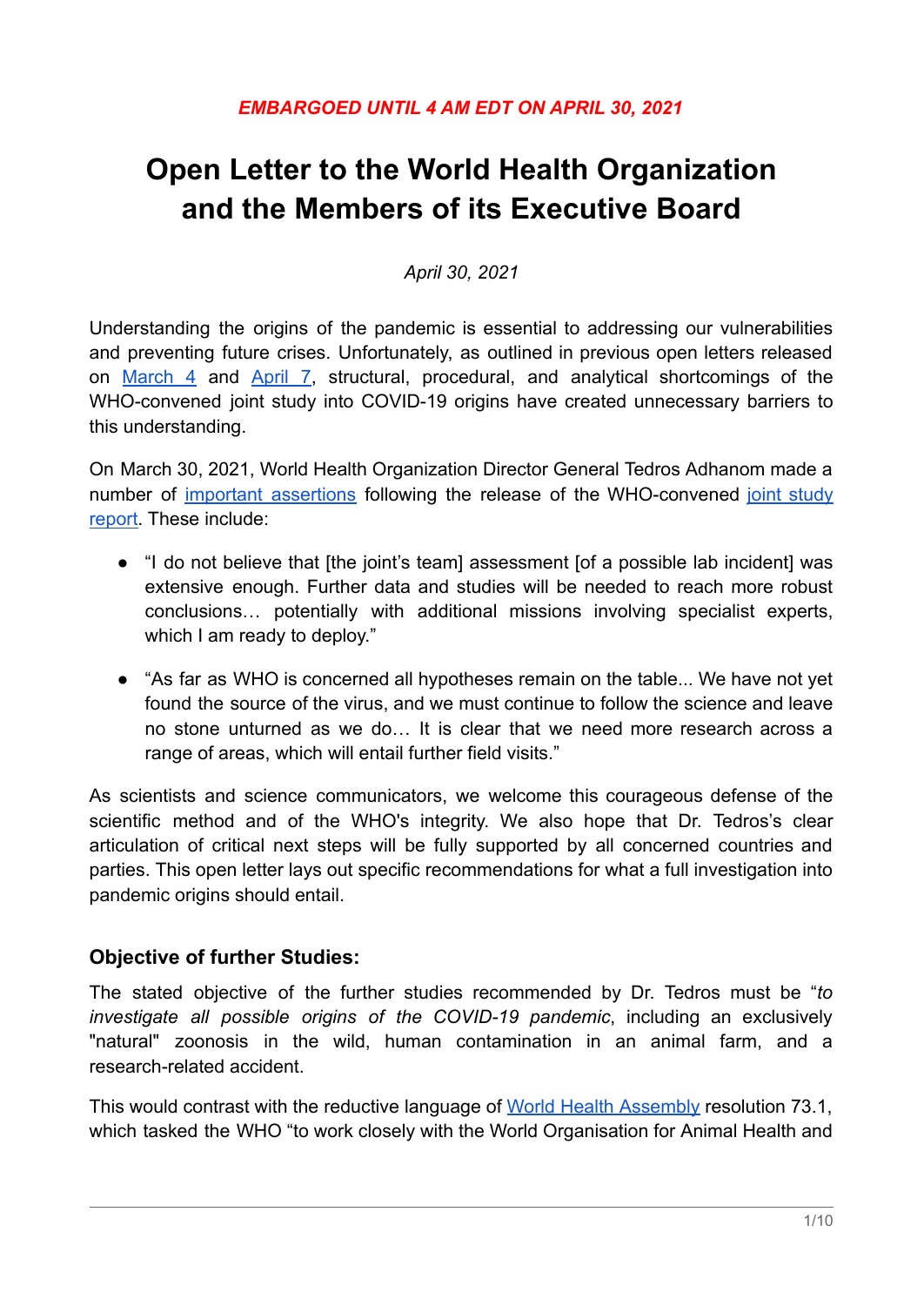*EMBARGOED UNTIL 4 AM EDT ON APRIL 30, 2021*

# Open Letter to the World Health Organization and the Members of its Executive Board

*April 30, 2021*

Understanding the origins of the pandemic is essential to addressing our vulnerabilities and preventing future crises. Unfortunately, as outlined in previous open letters released on March 4 and April 7, structural, procedural, and analytical shortcomings of the WHO-convened joint study into COVID-19 origins have created unnecessary barriers to this understanding.

On March 30, 2021, World Health Organization Director General Tedros Adhanom made a number of important assertions following the release of the WHO-convened joint study report. These include:

- "I do not believe that [the joint's team] assessment [of a possible lab incident] was extensive enough. Further data and studies will be needed to reach more robust conclusions… potentially with additional missions involving specialist experts, which I am ready to deploy."
- "As far as WHO is concerned all hypotheses remain on the table... We have not yet found the source of the virus, and we must continue to follow the science and leave no stone unturned as we do… It is clear that we need more research across a range of areas, which will entail further field visits."

As scientists and science communicators, we welcome this courageous defense of the scientific method and of the WHO's integrity. We also hope that Dr. Tedros's clear articulation of critical next steps will be fully supported by all concerned countries and parties. This open letter lays out specific recommendations for what a full investigation into pandemic origins should entail.

### Objective of further Studies:

The stated objective of the further studies recommended by Dr. Tedros must be "*to investigate all possible origins of the COVID-19 pandemic*, including an exclusively "natural" zoonosis in the wild, human contamination in an animal farm, and a research-related accident.

This would contrast with the reductive language of World Health Assembly resolution 73.1, which tasked the WHO "to work closely with the World Organisation for Animal Health and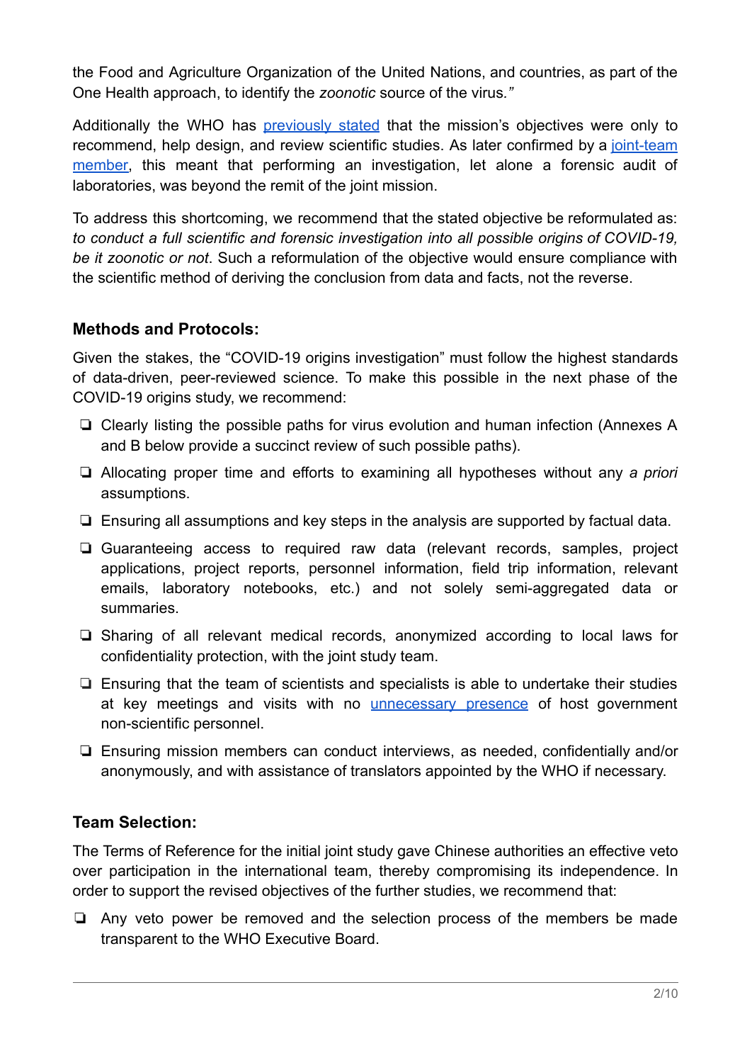the Food and Agriculture Organization of the United Nations, and countries, as part of the One Health approach, to identify the *zoonotic* source of the virus.*"*

Additionally the WHO has previously stated that the mission's objectives were only to recommend, help design, and review scientific studies. As later confirmed by a joint-team member, this meant that performing an investigation, let alone a forensic audit of laboratories, was beyond the remit of the joint mission.

To address this shortcoming, we recommend that the stated objective be reformulated as: *to conduct a full scientific and forensic investigation into all possible origins of COVID-19, be it zoonotic or not*. Such a reformulation of the objective would ensure compliance with the scientific method of deriving the conclusion from data and facts, not the reverse.

### Methods and Protocols:

Given the stakes, the "COVID-19 origins investigation" must follow the highest standards of data-driven, peer-reviewed science. To make this possible in the next phase of the COVID-19 origins study, we recommend:

- ❏ Clearly listing the possible paths for virus evolution and human infection (Annexes A and B below provide a succinct review of such possible paths).
- ❏ Allocating proper time and efforts to examining all hypotheses without any *a priori* assumptions.
- ❏ Ensuring all assumptions and key steps in the analysis are supported by factual data.
- ❏ Guaranteeing access to required raw data (relevant records, samples, project applications, project reports, personnel information, field trip information, relevant emails, laboratory notebooks, etc.) and not solely semi-aggregated data or summaries.
- ❏ Sharing of all relevant medical records, anonymized according to local laws for confidentiality protection, with the joint study team.
- ❏ Ensuring that the team of scientists and specialists is able to undertake their studies at key meetings and visits with no unnecessary presence of host government non-scientific personnel.
- ❏ Ensuring mission members can conduct interviews, as needed, confidentially and/or anonymously, and with assistance of translators appointed by the WHO if necessary.

### Team Selection:

The Terms of Reference for the initial joint study gave Chinese authorities an effective veto over participation in the international team, thereby compromising its independence. In order to support the revised objectives of the further studies, we recommend that:

- ❏ Any veto power be removed and the selection process of the members be made transparent to the WHO Executive Board.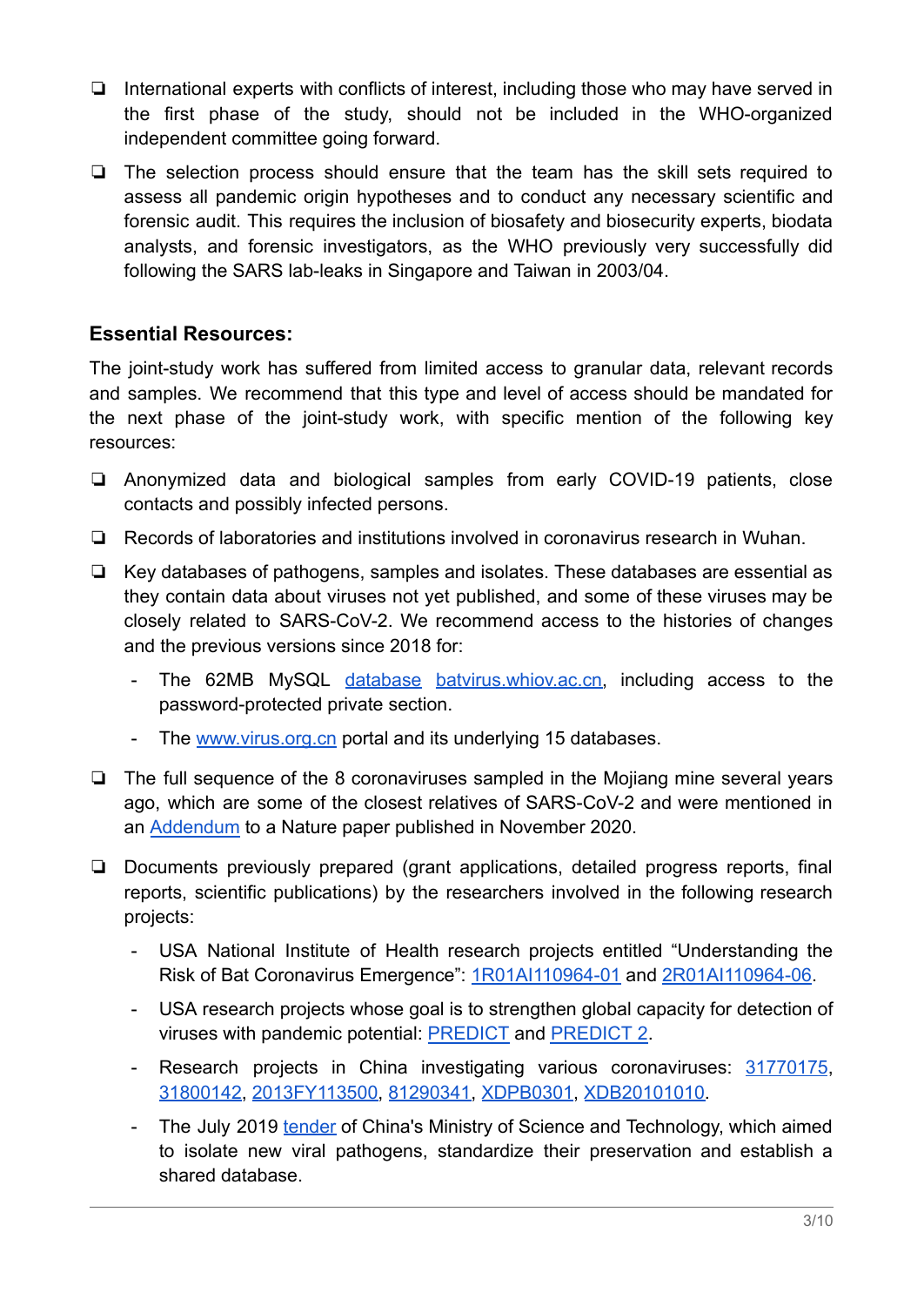- International experts with conflicts of interest, including those who may have served in the first phase of the study, should not be included in the WHO-organized independent committee going forward.
- The selection process should ensure that the team has the skill sets required to assess all pandemic origin hypotheses and to conduct any necessary scientific and forensic audit. This requires the inclusion of biosafety and biosecurity experts, biodata analysts, and forensic investigators, as the WHO previously very successfully did following the SARS lab-leaks in Singapore and Taiwan in 2003/04.

### Essential Resources:

The joint-study work has suffered from limited access to granular data, relevant records and samples. We recommend that this type and level of access should be mandated for the next phase of the joint-study work, with specific mention of the following key resources:

- Anonymized data and biological samples from early COVID-19 patients, close contacts and possibly infected persons.
- Records of laboratories and institutions involved in coronavirus research in Wuhan.
- Key databases of pathogens, samples and isolates. These databases are essential as they contain data about viruses not yet published, and some of these viruses may be closely related to SARS-CoV-2. We recommend access to the histories of changes and the previous versions since 2018 for:
  - The 62MB MySQL database batvirus.whiov.ac.cn, including access to the password-protected private section.
  - The www.virus.org.cn portal and its underlying 15 databases.
- The full sequence of the 8 coronaviruses sampled in the Mojiang mine several years ago, which are some of the closest relatives of SARS-CoV-2 and were mentioned in an Addendum to a Nature paper published in November 2020.
- Documents previously prepared (grant applications, detailed progress reports, final reports, scientific publications) by the researchers involved in the following research projects:
  - USA National Institute of Health research projects entitled "Understanding the Risk of Bat Coronavirus Emergence": 1R01AI110964-01 and 2R01AI110964-06.
  - USA research projects whose goal is to strengthen global capacity for detection of viruses with pandemic potential: PREDICT and PREDICT 2.
  - Research projects in China investigating various coronaviruses: 31770175, 31800142, 2013FY113500, 81290341, XDPB0301, XDB20101010.
  - The July 2019 tender of China's Ministry of Science and Technology, which aimed to isolate new viral pathogens, standardize their preservation and establish a shared database.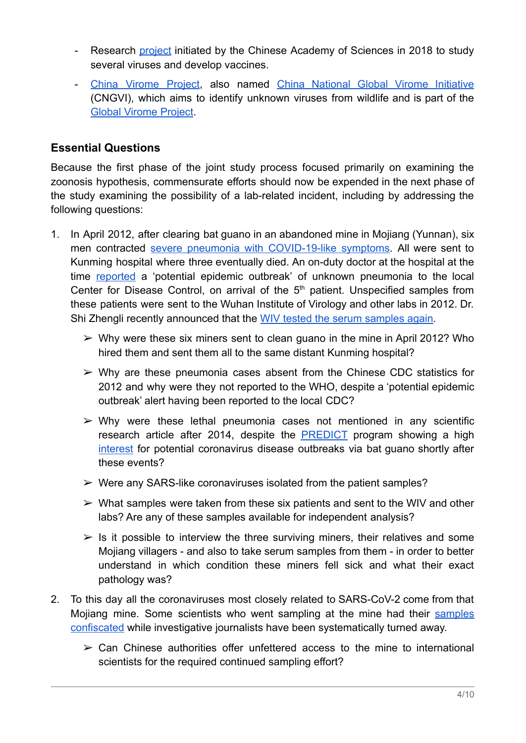- Research project initiated by the Chinese Academy of Sciences in 2018 to study several viruses and develop vaccines.
- China Virome Project, also named China National Global Virome Initiative (CNGVI), which aims to identify unknown viruses from wildlife and is part of the Global Virome Project.

## Essential Questions

Because the first phase of the joint study process focused primarily on examining the zoonosis hypothesis, commensurate efforts should now be expended in the next phase of the study examining the possibility of a lab-related incident, including by addressing the following questions:

1. In April 2012, after clearing bat guano in an abandoned mine in Mojiang (Yunnan), six men contracted severe pneumonia with COVID-19-like symptoms. All were sent to Kunming hospital where three eventually died. An on-duty doctor at the hospital at the time reported a 'potential epidemic outbreak' of unknown pneumonia to the local Center for Disease Control, on arrival of the 5th patient. Unspecified samples from these patients were sent to the Wuhan Institute of Virology and other labs in 2012. Dr. Shi Zhengli recently announced that the WIV tested the serum samples again.
   - ➢ Why were these six miners sent to clean guano in the mine in April 2012? Who hired them and sent them all to the same distant Kunming hospital?
   - ➢ Why are these pneumonia cases absent from the Chinese CDC statistics for 2012 and why were they not reported to the WHO, despite a 'potential epidemic outbreak' alert having been reported to the local CDC?
   - ➢ Why were these lethal pneumonia cases not mentioned in any scientific research article after 2014, despite the PREDICT program showing a high interest for potential coronavirus disease outbreaks via bat guano shortly after these events?
   - ➢ Were any SARS-like coronaviruses isolated from the patient samples?
   - ➢ What samples were taken from these six patients and sent to the WIV and other labs? Are any of these samples available for independent analysis?
   - ➢ Is it possible to interview the three surviving miners, their relatives and some Mojiang villagers - and also to take serum samples from them - in order to better understand in which condition these miners fell sick and what their exact pathology was?
2. To this day all the coronaviruses most closely related to SARS-CoV-2 come from that Mojiang mine. Some scientists who went sampling at the mine had their samples confiscated while investigative journalists have been systematically turned away.
   - ➢ Can Chinese authorities offer unfettered access to the mine to international scientists for the required continued sampling effort?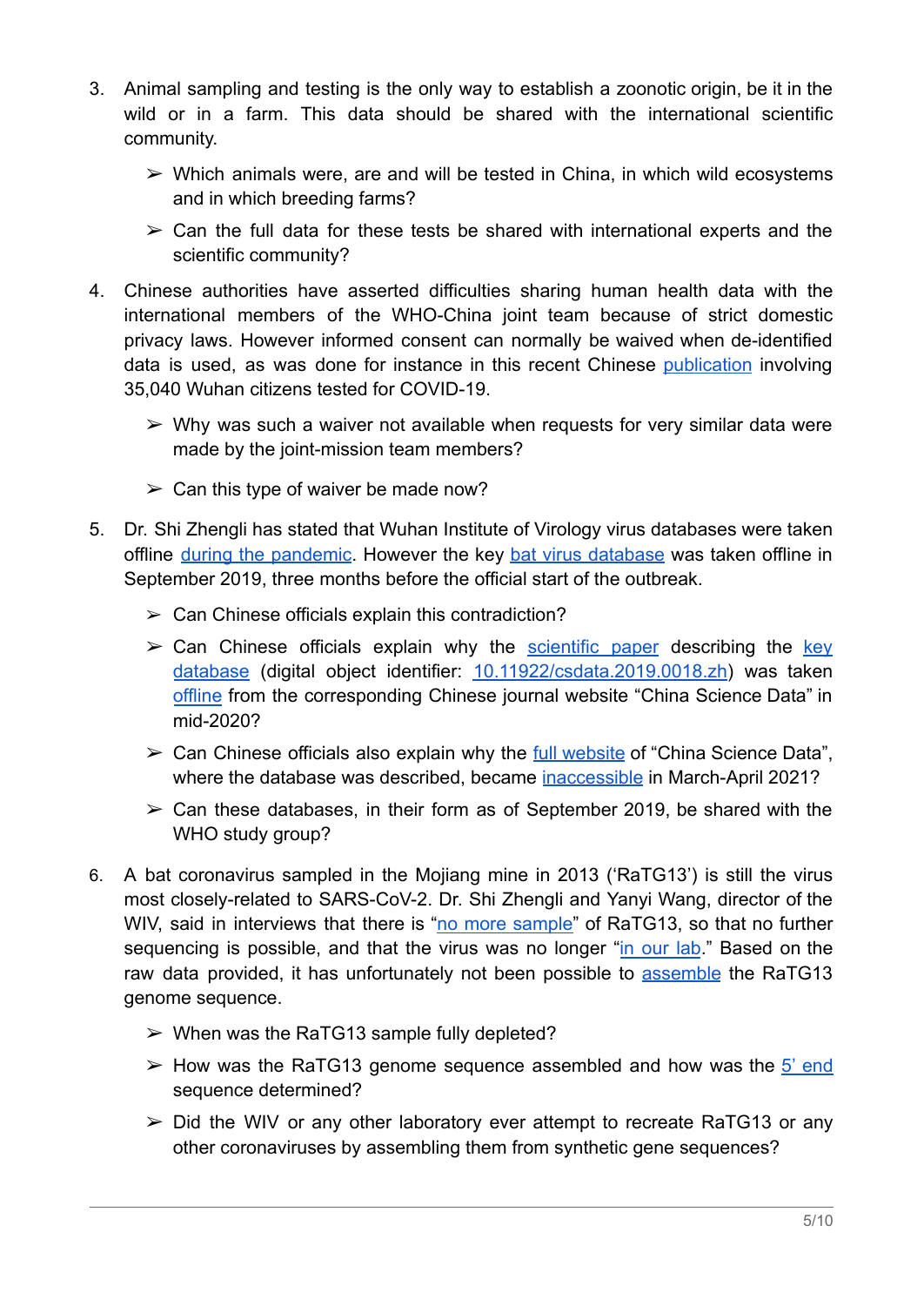3. Animal sampling and testing is the only way to establish a zoonotic origin, be it in the wild or in a farm. This data should be shared with the international scientific community.

   ➢ Which animals were, are and will be tested in China, in which wild ecosystems and in which breeding farms?

   ➢ Can the full data for these tests be shared with international experts and the scientific community?

4. Chinese authorities have asserted difficulties sharing human health data with the international members of the WHO-China joint team because of strict domestic privacy laws. However informed consent can normally be waived when de-identified data is used, as was done for instance in this recent Chinese publication involving 35,040 Wuhan citizens tested for COVID-19.

   ➢ Why was such a waiver not available when requests for very similar data were made by the joint-mission team members?

   ➢ Can this type of waiver be made now?

5. Dr. Shi Zhengli has stated that Wuhan Institute of Virology virus databases were taken offline during the pandemic. However the key bat virus database was taken offline in September 2019, three months before the official start of the outbreak.

   ➢ Can Chinese officials explain this contradiction?

   ➢ Can Chinese officials explain why the scientific paper describing the key database (digital object identifier: 10.11922/csdata.2019.0018.zh) was taken offline from the corresponding Chinese journal website "China Science Data" in mid-2020?

   ➢ Can Chinese officials also explain why the full website of "China Science Data", where the database was described, became inaccessible in March-April 2021?

   ➢ Can these databases, in their form as of September 2019, be shared with the WHO study group?

6. A bat coronavirus sampled in the Mojiang mine in 2013 ('RaTG13') is still the virus most closely-related to SARS-CoV-2. Dr. Shi Zhengli and Yanyi Wang, director of the WIV, said in interviews that there is "no more sample" of RaTG13, so that no further sequencing is possible, and that the virus was no longer "in our lab." Based on the raw data provided, it has unfortunately not been possible to assemble the RaTG13 genome sequence.

   ➢ When was the RaTG13 sample fully depleted?

   ➢ How was the RaTG13 genome sequence assembled and how was the 5' end sequence determined?

   ➢ Did the WIV or any other laboratory ever attempt to recreate RaTG13 or any other coronaviruses by assembling them from synthetic gene sequences?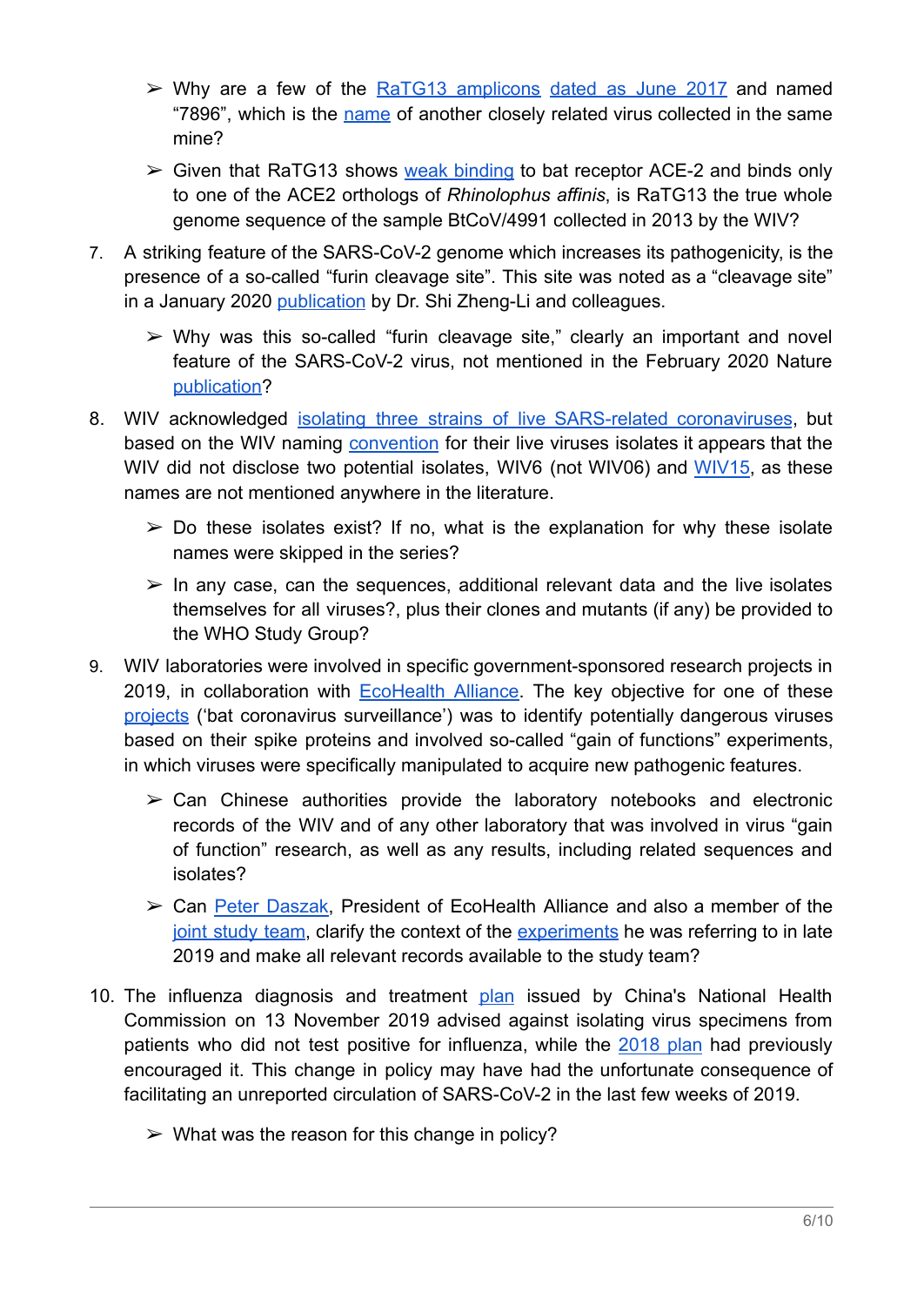- Why are a few of the RaTG13 amplicons dated as June 2017 and named "7896", which is the name of another closely related virus collected in the same mine?
- Given that RaTG13 shows weak binding to bat receptor ACE-2 and binds only to one of the ACE2 orthologs of *Rhinolophus affinis*, is RaTG13 the true whole genome sequence of the sample BtCoV/4991 collected in 2013 by the WIV?

7. A striking feature of the SARS-CoV-2 genome which increases its pathogenicity, is the presence of a so-called "furin cleavage site". This site was noted as a "cleavage site" in a January 2020 publication by Dr. Shi Zheng-Li and colleagues.
   - Why was this so-called "furin cleavage site," clearly an important and novel feature of the SARS-CoV-2 virus, not mentioned in the February 2020 Nature publication?
8. WIV acknowledged isolating three strains of live SARS-related coronaviruses, but based on the WIV naming convention for their live viruses isolates it appears that the WIV did not disclose two potential isolates, WIV6 (not WIV06) and WIV15, as these names are not mentioned anywhere in the literature.
   - Do these isolates exist? If no, what is the explanation for why these isolate names were skipped in the series?
   - In any case, can the sequences, additional relevant data and the live isolates themselves for all viruses?, plus their clones and mutants (if any) be provided to the WHO Study Group?
9. WIV laboratories were involved in specific government-sponsored research projects in 2019, in collaboration with EcoHealth Alliance. The key objective for one of these projects ('bat coronavirus surveillance') was to identify potentially dangerous viruses based on their spike proteins and involved so-called "gain of functions" experiments, in which viruses were specifically manipulated to acquire new pathogenic features.
   - Can Chinese authorities provide the laboratory notebooks and electronic records of the WIV and of any other laboratory that was involved in virus "gain of function" research, as well as any results, including related sequences and isolates?
   - Can Peter Daszak, President of EcoHealth Alliance and also a member of the joint study team, clarify the context of the experiments he was referring to in late 2019 and make all relevant records available to the study team?
10. The influenza diagnosis and treatment plan issued by China's National Health Commission on 13 November 2019 advised against isolating virus specimens from patients who did not test positive for influenza, while the 2018 plan had previously encouraged it. This change in policy may have had the unfortunate consequence of facilitating an unreported circulation of SARS-CoV-2 in the last few weeks of 2019.
    - What was the reason for this change in policy?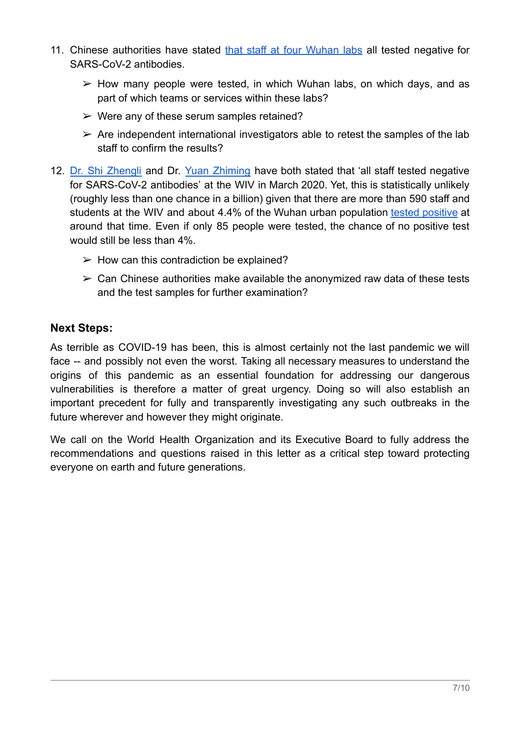11. Chinese authorities have stated that staff at four Wuhan labs all tested negative for SARS-CoV-2 antibodies.

    ➢ How many people were tested, in which Wuhan labs, on which days, and as part of which teams or services within these labs?

    ➢ Were any of these serum samples retained?

    ➢ Are independent international investigators able to retest the samples of the lab staff to confirm the results?

12. Dr. Shi Zhengli and Dr. Yuan Zhiming have both stated that 'all staff tested negative for SARS-CoV-2 antibodies' at the WIV in March 2020. Yet, this is statistically unlikely (roughly less than one chance in a billion) given that there are more than 590 staff and students at the WIV and about 4.4% of the Wuhan urban population tested positive at around that time. Even if only 85 people were tested, the chance of no positive test would still be less than 4%.

    ➢ How can this contradiction be explained?

    ➢ Can Chinese authorities make available the anonymized raw data of these tests and the test samples for further examination?

## Next Steps:

As terrible as COVID-19 has been, this is almost certainly not the last pandemic we will face -- and possibly not even the worst. Taking all necessary measures to understand the origins of this pandemic as an essential foundation for addressing our dangerous vulnerabilities is therefore a matter of great urgency. Doing so will also establish an important precedent for fully and transparently investigating any such outbreaks in the future wherever and however they might originate.

We call on the World Health Organization and its Executive Board to fully address the recommendations and questions raised in this letter as a critical step toward protecting everyone on earth and future generations.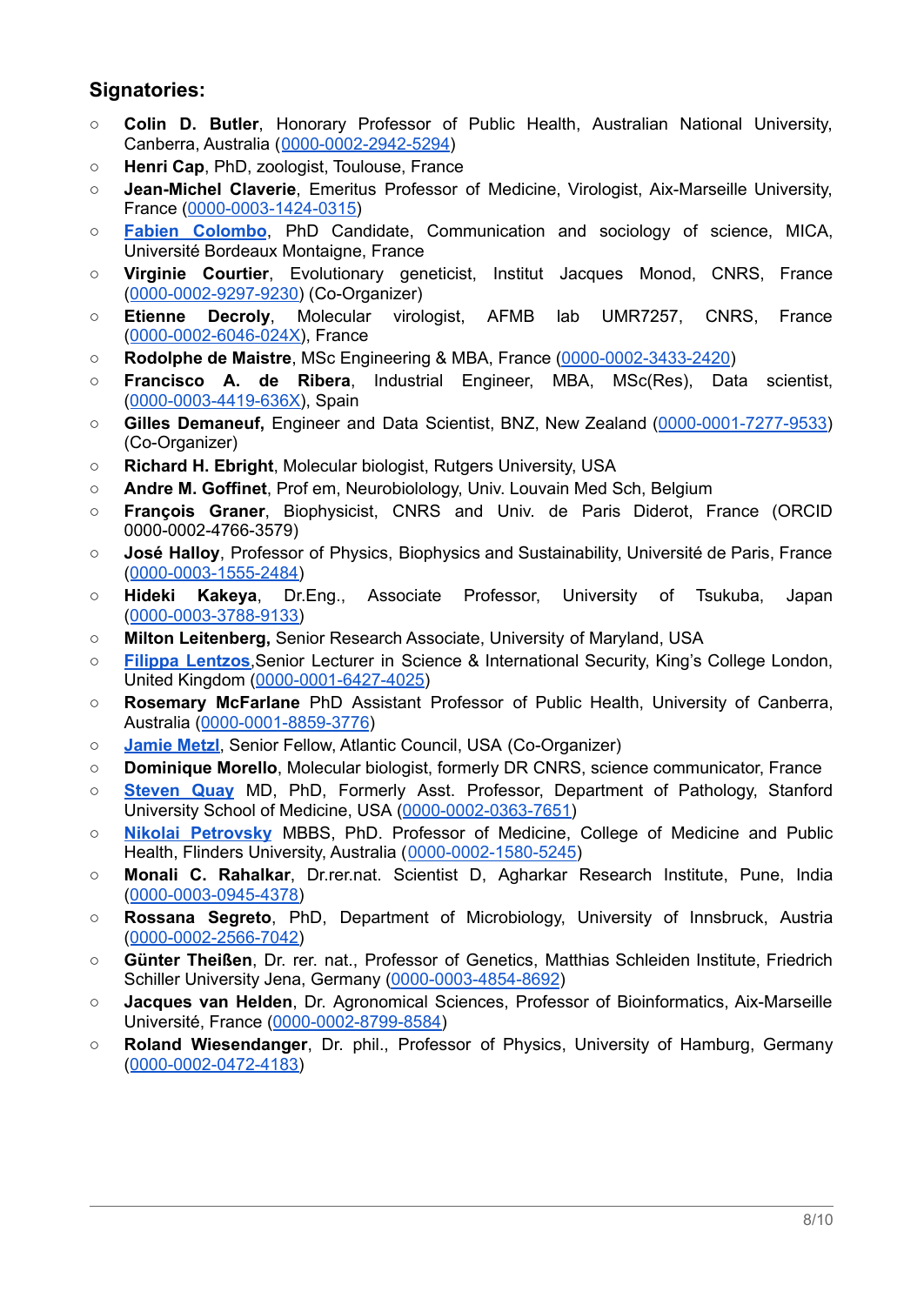## Signatories:

- **Colin D. Butler**, Honorary Professor of Public Health, Australian National University, Canberra, Australia (0000-0002-2942-5294)
- **Henri Cap**, PhD, zoologist, Toulouse, France
- **Jean-Michel Claverie**, Emeritus Professor of Medicine, Virologist, Aix-Marseille University, France (0000-0003-1424-0315)
- **Fabien Colombo**, PhD Candidate, Communication and sociology of science, MICA, Université Bordeaux Montaigne, France
- **Virginie Courtier**, Evolutionary geneticist, Institut Jacques Monod, CNRS, France (0000-0002-9297-9230) (Co-Organizer)
- **Etienne Decroly**, Molecular virologist, AFMB lab UMR7257, CNRS, France (0000-0002-6046-024X), France
- **Rodolphe de Maistre**, MSc Engineering & MBA, France (0000-0002-3433-2420)
- **Francisco A. de Ribera**, Industrial Engineer, MBA, MSc(Res), Data scientist, (0000-0003-4419-636X), Spain
- **Gilles Demaneuf,** Engineer and Data Scientist, BNZ, New Zealand (0000-0001-7277-9533) (Co-Organizer)
- **Richard H. Ebright**, Molecular biologist, Rutgers University, USA
- **Andre M. Goffinet**, Prof em, Neurobiolology, Univ. Louvain Med Sch, Belgium
- **François Graner**, Biophysicist, CNRS and Univ. de Paris Diderot, France (ORCID 0000-0002-4766-3579)
- **José Halloy**, Professor of Physics, Biophysics and Sustainability, Université de Paris, France (0000-0003-1555-2484)
- **Hideki Kakeya**, Dr.Eng., Associate Professor, University of Tsukuba, Japan (0000-0003-3788-9133)
- **Milton Leitenberg,** Senior Research Associate, University of Maryland, USA
- **Filippa Lentzos**,Senior Lecturer in Science & International Security, King's College London, United Kingdom (0000-0001-6427-4025)
- **Rosemary McFarlane** PhD Assistant Professor of Public Health, University of Canberra, Australia (0000-0001-8859-3776)
- **Jamie Metzl**, Senior Fellow, Atlantic Council, USA (Co-Organizer)
- **Dominique Morello**, Molecular biologist, formerly DR CNRS, science communicator, France
- **Steven Quay** MD, PhD, Formerly Asst. Professor, Department of Pathology, Stanford University School of Medicine, USA (0000-0002-0363-7651)
- **Nikolai Petrovsky** MBBS, PhD. Professor of Medicine, College of Medicine and Public Health, Flinders University, Australia (0000-0002-1580-5245)
- **Monali C. Rahalkar**, Dr.rer.nat. Scientist D, Agharkar Research Institute, Pune, India (0000-0003-0945-4378)
- **Rossana Segreto**, PhD, Department of Microbiology, University of Innsbruck, Austria (0000-0002-2566-7042)
- **Günter Theißen**, Dr. rer. nat., Professor of Genetics, Matthias Schleiden Institute, Friedrich Schiller University Jena, Germany (0000-0003-4854-8692)
- **Jacques van Helden**, Dr. Agronomical Sciences, Professor of Bioinformatics, Aix-Marseille Université, France (0000-0002-8799-8584)
- **Roland Wiesendanger**, Dr. phil., Professor of Physics, University of Hamburg, Germany (0000-0002-0472-4183)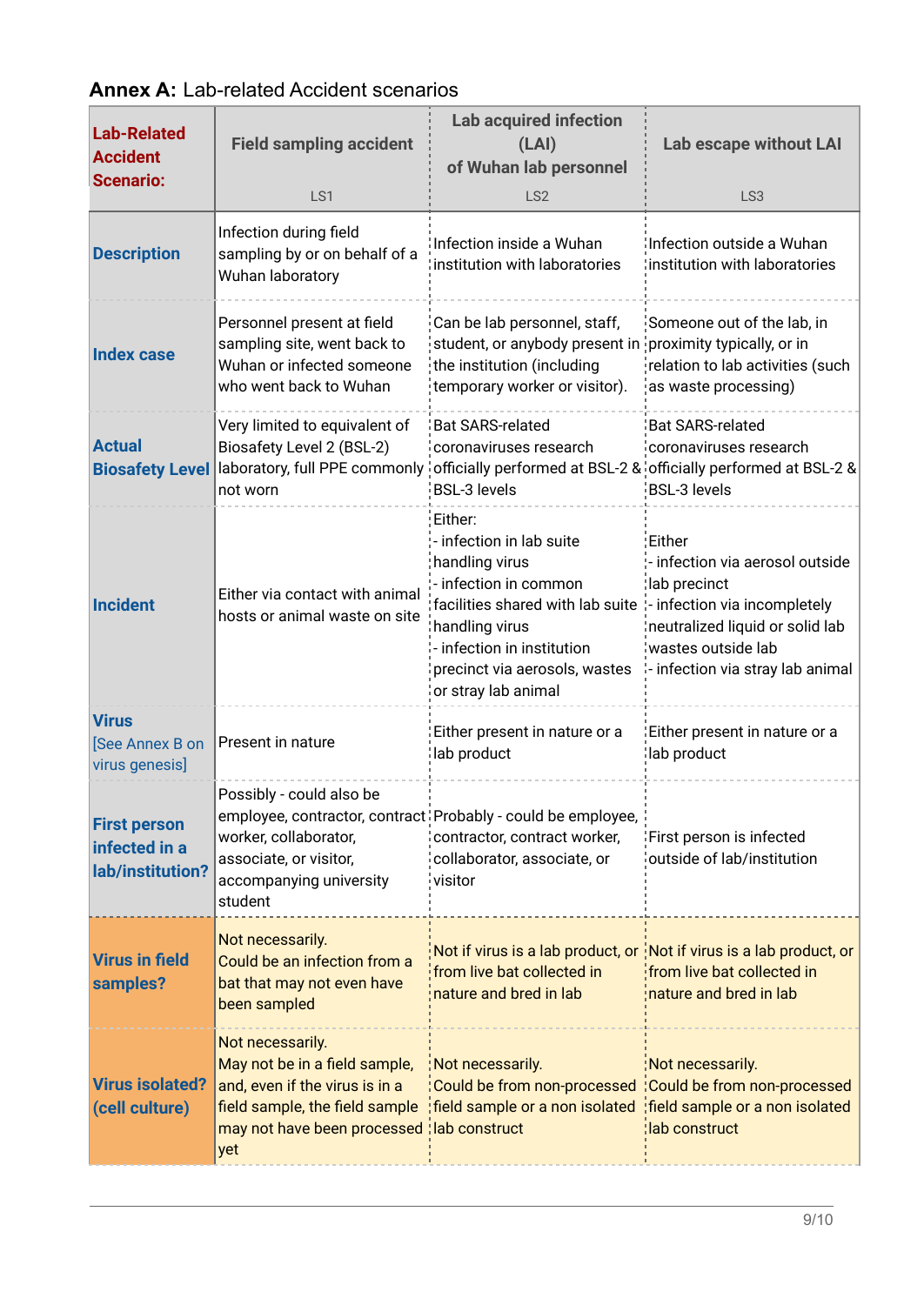## **Annex A:** Lab-related Accident scenarios

| **Lab-Related Accident Scenario:** | **Field sampling accident** LS1 | **Lab acquired infection (LAI) of Wuhan lab personnel** LS2 | **Lab escape without LAI** LS3 |
|---|---|---|---|
| **Description** | Infection during field sampling by or on behalf of a Wuhan laboratory | Infection inside a Wuhan institution with laboratories | Infection outside a Wuhan institution with laboratories |
| **Index case** | Personnel present at field sampling site, went back to Wuhan or infected someone who went back to Wuhan | Can be lab personnel, staff, student, or anybody present in the institution (including temporary worker or visitor). | Someone out of the lab, in proximity typically, or in relation to lab activities (such as waste processing) |
| **Actual Biosafety Level** | Very limited to equivalent of Biosafety Level 2 (BSL-2) laboratory, full PPE commonly not worn | Bat SARS-related coronaviruses research officially performed at BSL-2 & BSL-3 levels | Bat SARS-related coronaviruses research officially performed at BSL-2 & BSL-3 levels |
| **Incident** | Either via contact with animal hosts or animal waste on site | Either:<br>- infection in lab suite handling virus<br>- infection in common facilities shared with lab suite handling virus<br>- infection in institution precinct via aerosols, wastes or stray lab animal | Either<br>- infection via aerosol outside lab precinct<br>- infection via incompletely neutralized liquid or solid lab wastes outside lab<br>- infection via stray lab animal |
| **Virus** [See Annex B on virus genesis] | Present in nature | Either present in nature or a lab product | Either present in nature or a lab product |
| **First person infected in a lab/institution?** | Possibly - could also be employee, contractor, contract worker, collaborator, associate, or visitor, accompanying university student | Probably - could be employee, contractor, contract worker, collaborator, associate, or visitor | First person is infected outside of lab/institution |
| **Virus in field samples?** | Not necessarily.<br>Could be an infection from a bat that may not even have been sampled | Not if virus is a lab product, or from live bat collected in nature and bred in lab | Not if virus is a lab product, or from live bat collected in nature and bred in lab |
| **Virus isolated? (cell culture)** | Not necessarily.<br>May not be in a field sample, and, even if the virus is in a field sample, the field sample may not have been processed yet | Not necessarily.<br>Could be from non-processed field sample or a non isolated lab construct | Not necessarily.<br>Could be from non-processed field sample or a non isolated lab construct |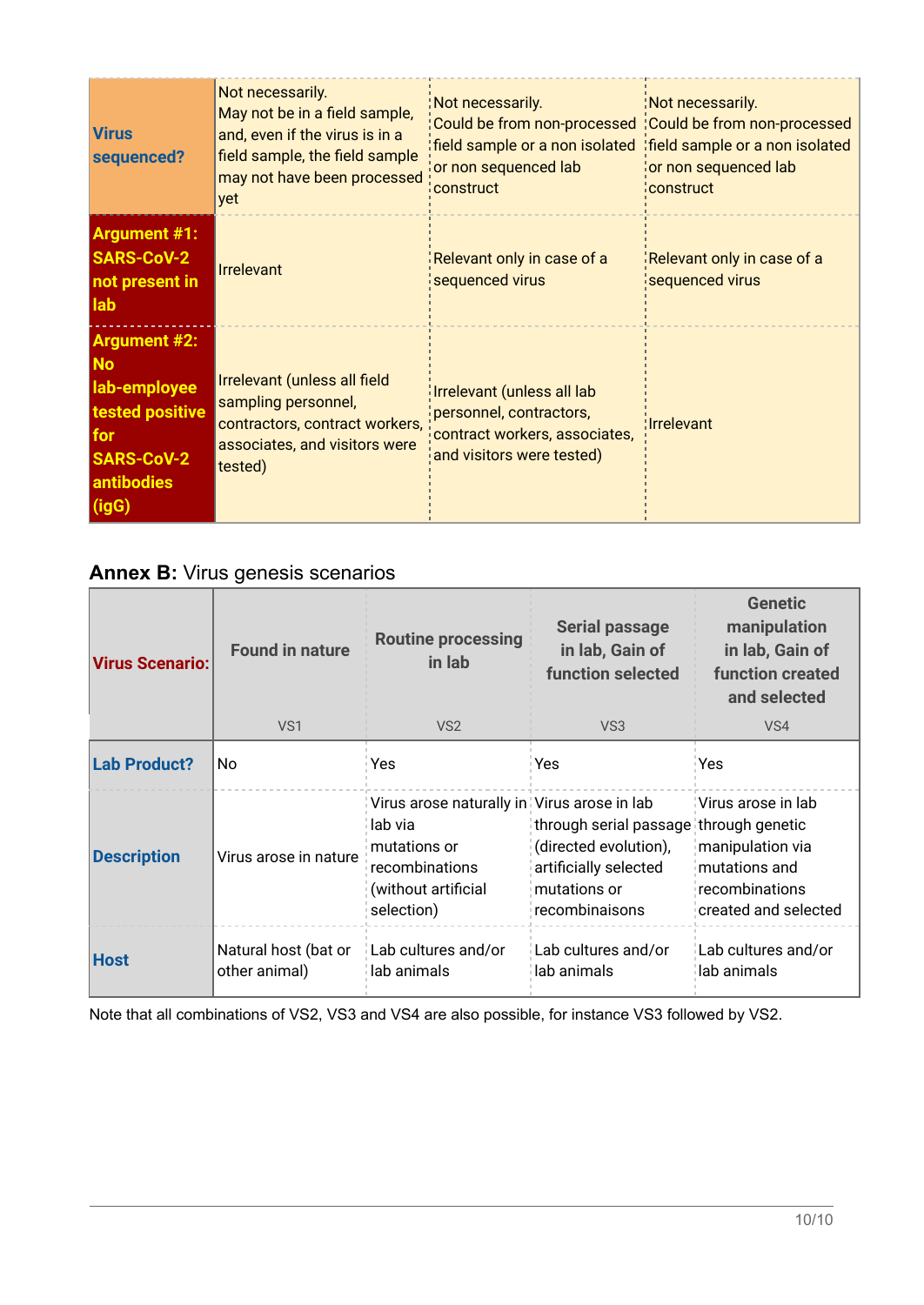| | | | |
|---|---|---|---|
| **Virus sequenced?** | Not necessarily. May not be in a field sample, and, even if the virus is in a field sample, the field sample may not have been processed yet | Not necessarily. Could be from non-processed field sample or a non isolated or non sequenced lab construct | Not necessarily. Could be from non-processed field sample or a non isolated or non sequenced lab construct |
| **Argument #1: SARS-CoV-2 not present in lab** | Irrelevant | Relevant only in case of a sequenced virus | Relevant only in case of a sequenced virus |
| **Argument #2: No lab-employee tested positive for SARS-CoV-2 antibodies (igG)** | Irrelevant (unless all field sampling personnel, contractors, contract workers, associates, and visitors were tested) | Irrelevant (unless all lab personnel, contractors, contract workers, associates, and visitors were tested) | Irrelevant |

## **Annex B:** Virus genesis scenarios

| **Virus Scenario:** | **Found in nature** VS1 | **Routine processing in lab** VS2 | **Serial passage in lab, Gain of function selected** VS3 | **Genetic manipulation in lab, Gain of function created and selected** VS4 |
|---|---|---|---|---|
| **Lab Product?** | No | Yes | Yes | Yes |
| **Description** | Virus arose in nature | Virus arose naturally in lab via mutations or recombinations (without artificial selection) | Virus arose in lab through serial passage (directed evolution), artificially selected mutations or recombinaisons | Virus arose in lab through genetic manipulation via mutations and recombinations created and selected |
| **Host** | Natural host (bat or other animal) | Lab cultures and/or lab animals | Lab cultures and/or lab animals | Lab cultures and/or lab animals |

Note that all combinations of VS2, VS3 and VS4 are also possible, for instance VS3 followed by VS2.